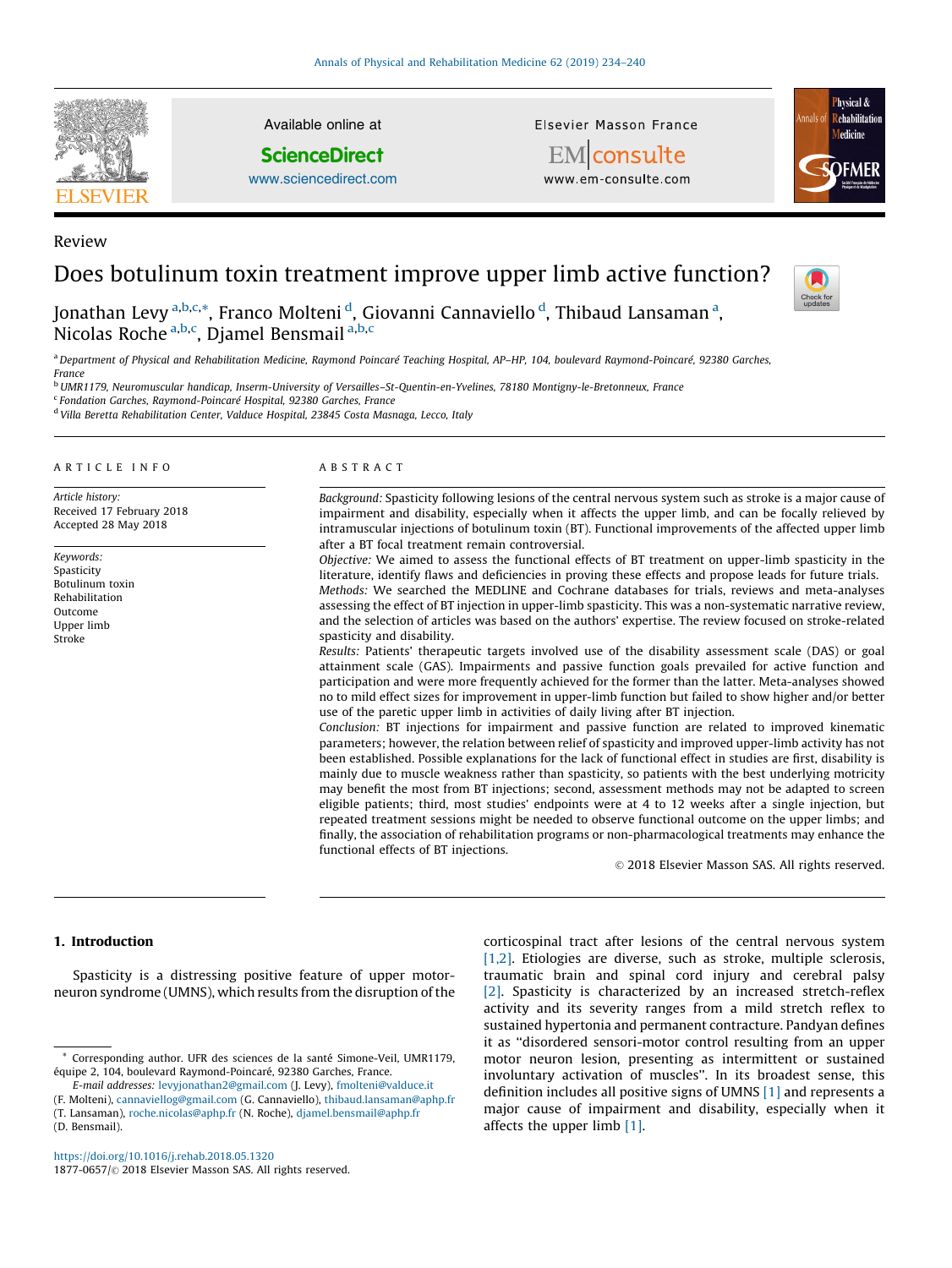Review

# Does botulinum toxin treatment improve upper limb active function?

Jonathan Levy [a,b,c,*], Franco Molteni [d], Giovanni Cannaviello [d], Thibaud Lansaman [a], Nicolas Roche [a,b,c], Djamel Bensmail [a,b,c]

[a] Department of Physical and Rehabilitation Medicine, Raymond Poincaré Teaching Hospital, AP–HP, 104, boulevard Raymond-Poincaré, 92380 Garches, France

[b] UMR1179, Neuromuscular handicap, Inserm-University of Versailles–St-Quentin-en-Yvelines, 78180 Montigny-le-Bretonneux, France

[c] Fondation Garches, Raymond-Poincaré Hospital, 92380 Garches, France

[d] Villa Beretta Rehabilitation Center, Valduce Hospital, 23845 Costa Masnaga, Lecco, Italy

## ARTICLE INFO

*Article history:*
Received 17 February 2018
Accepted 28 May 2018

*Keywords:*
Spasticity
Botulinum toxin
Rehabilitation
Outcome
Upper limb
Stroke

## ABSTRACT

*Background:* Spasticity following lesions of the central nervous system such as stroke is a major cause of impairment and disability, especially when it affects the upper limb, and can be focally relieved by intramuscular injections of botulinum toxin (BT). Functional improvements of the affected upper limb after a BT focal treatment remain controversial.

*Objective:* We aimed to assess the functional effects of BT treatment on upper-limb spasticity in the literature, identify flaws and deficiencies in proving these effects and propose leads for future trials.

*Methods:* We searched the MEDLINE and Cochrane databases for trials, reviews and meta-analyses assessing the effect of BT injection in upper-limb spasticity. This was a non-systematic narrative review, and the selection of articles was based on the authors' expertise. The review focused on stroke-related spasticity and disability.

*Results:* Patients' therapeutic targets involved use of the disability assessment scale (DAS) or goal attainment scale (GAS). Impairments and passive function goals prevailed for active function and participation and were more frequently achieved for the former than the latter. Meta-analyses showed no to mild effect sizes for improvement in upper-limb function but failed to show higher and/or better use of the paretic upper limb in activities of daily living after BT injection.

*Conclusion:* BT injections for impairment and passive function are related to improved kinematic parameters; however, the relation between relief of spasticity and improved upper-limb activity has not been established. Possible explanations for the lack of functional effect in studies are first, disability is mainly due to muscle weakness rather than spasticity, so patients with the best underlying motricity may benefit the most from BT injections; second, assessment methods may not be adapted to screen eligible patients; third, most studies' endpoints were at 4 to 12 weeks after a single injection, but repeated treatment sessions might be needed to observe functional outcome on the upper limbs; and finally, the association of rehabilitation programs or non-pharmacological treatments may enhance the functional effects of BT injections.

© 2018 Elsevier Masson SAS. All rights reserved.

## 1. Introduction

Spasticity is a distressing positive feature of upper motor-neuron syndrome (UMNS), which results from the disruption of the corticospinal tract after lesions of the central nervous system [1,2]. Etiologies are diverse, such as stroke, multiple sclerosis, traumatic brain and spinal cord injury and cerebral palsy [2]. Spasticity is characterized by an increased stretch-reflex activity and its severity ranges from a mild stretch reflex to sustained hypertonia and permanent contracture. Pandyan defines it as "disordered sensori-motor control resulting from an upper motor neuron lesion, presenting as intermittent or sustained involuntary activation of muscles". In its broadest sense, this definition includes all positive signs of UMNS [1] and represents a major cause of impairment and disability, especially when it affects the upper limb [1].

* Corresponding author. UFR des sciences de la santé Simone-Veil, UMR1179, équipe 2, 104, boulevard Raymond-Poincaré, 92380 Garches, France.
*E-mail addresses:* levyjonathan2@gmail.com (J. Levy), fmolteni@valduce.it (F. Molteni), cannaviellog@gmail.com (G. Cannaviello), thibaud.lansaman@aphp.fr (T. Lansaman), roche.nicolas@aphp.fr (N. Roche), djamel.bensmail@aphp.fr (D. Bensmail).

https://doi.org/10.1016/j.rehab.2018.05.1320
1877-0657/© 2018 Elsevier Masson SAS. All rights reserved.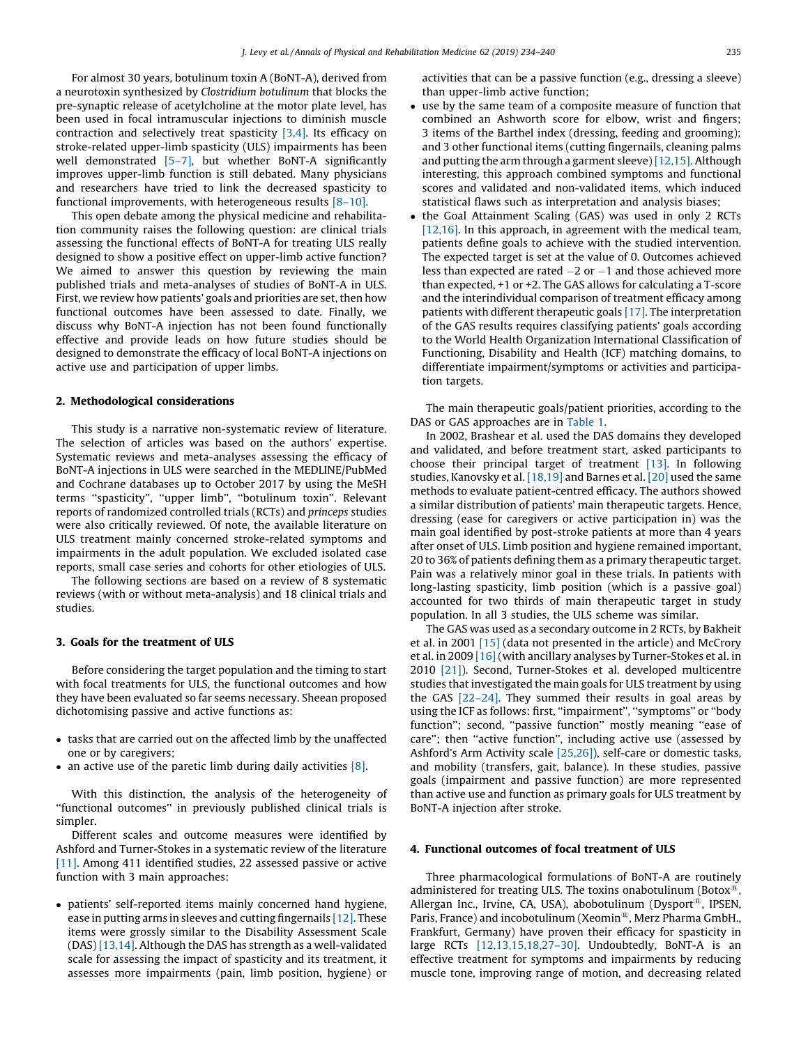For almost 30 years, botulinum toxin A (BoNT-A), derived from a neurotoxin synthesized by *Clostridium botulinum* that blocks the pre-synaptic release of acetylcholine at the motor plate level, has been used in focal intramuscular injections to diminish muscle contraction and selectively treat spasticity [3,4]. Its efficacy on stroke-related upper-limb spasticity (ULS) impairments has been well demonstrated [5–7], but whether BoNT-A significantly improves upper-limb function is still debated. Many physicians and researchers have tried to link the decreased spasticity to functional improvements, with heterogeneous results [8–10].

This open debate among the physical medicine and rehabilitation community raises the following question: are clinical trials assessing the functional effects of BoNT-A for treating ULS really designed to show a positive effect on upper-limb active function? We aimed to answer this question by reviewing the main published trials and meta-analyses of studies of BoNT-A in ULS. First, we review how patients' goals and priorities are set, then how functional outcomes have been assessed to date. Finally, we discuss why BoNT-A injection has not been found functionally effective and provide leads on how future studies should be designed to demonstrate the efficacy of local BoNT-A injections on active use and participation of upper limbs.

## 2. Methodological considerations

This study is a narrative non-systematic review of literature. The selection of articles was based on the authors' expertise. Systematic reviews and meta-analyses assessing the efficacy of BoNT-A injections in ULS were searched in the MEDLINE/PubMed and Cochrane databases up to October 2017 by using the MeSH terms "spasticity", "upper limb", "botulinum toxin". Relevant reports of randomized controlled trials (RCTs) and *princeps* studies were also critically reviewed. Of note, the available literature on ULS treatment mainly concerned stroke-related symptoms and impairments in the adult population. We excluded isolated case reports, small case series and cohorts for other etiologies of ULS.

The following sections are based on a review of 8 systematic reviews (with or without meta-analysis) and 18 clinical trials and studies.

## 3. Goals for the treatment of ULS

Before considering the target population and the timing to start with focal treatments for ULS, the functional outcomes and how they have been evaluated so far seems necessary. Sheean proposed dichotomising passive and active functions as:

- tasks that are carried out on the affected limb by the unaffected one or by caregivers;
- an active use of the paretic limb during daily activities [8].

With this distinction, the analysis of the heterogeneity of "functional outcomes" in previously published clinical trials is simpler.

Different scales and outcome measures were identified by Ashford and Turner-Stokes in a systematic review of the literature [11]. Among 411 identified studies, 22 assessed passive or active function with 3 main approaches:

- patients' self-reported items mainly concerned hand hygiene, ease in putting arms in sleeves and cutting fingernails [12]. These items were grossly similar to the Disability Assessment Scale (DAS) [13,14]. Although the DAS has strength as a well-validated scale for assessing the impact of spasticity and its treatment, it assesses more impairments (pain, limb position, hygiene) or activities that can be a passive function (e.g., dressing a sleeve) than upper-limb active function;
- use by the same team of a composite measure of function that combined an Ashworth score for elbow, wrist and fingers; 3 items of the Barthel index (dressing, feeding and grooming); and 3 other functional items (cutting fingernails, cleaning palms and putting the arm through a garment sleeve) [12,15]. Although interesting, this approach combined symptoms and functional scores and validated and non-validated items, which induced statistical flaws such as interpretation and analysis biases;
- the Goal Attainment Scaling (GAS) was used in only 2 RCTs [12,16]. In this approach, in agreement with the medical team, patients define goals to achieve with the studied intervention. The expected target is set at the value of 0. Outcomes achieved less than expected are rated −2 or −1 and those achieved more than expected, +1 or +2. The GAS allows for calculating a T-score and the interindividual comparison of treatment efficacy among patients with different therapeutic goals [17]. The interpretation of the GAS results requires classifying patients' goals according to the World Health Organization International Classification of Functioning, Disability and Health (ICF) matching domains, to differentiate impairment/symptoms or activities and participation targets.

The main therapeutic goals/patient priorities, according to the DAS or GAS approaches are in Table 1.

In 2002, Brashear et al. used the DAS domains they developed and validated, and before treatment start, asked participants to choose their principal target of treatment [13]. In following studies, Kanovsky et al. [18,19] and Barnes et al. [20] used the same methods to evaluate patient-centred efficacy. The authors showed a similar distribution of patients' main therapeutic targets. Hence, dressing (ease for caregivers or active participation in) was the main goal identified by post-stroke patients at more than 4 years after onset of ULS. Limb position and hygiene remained important, 20 to 36% of patients defining them as a primary therapeutic target. Pain was a relatively minor goal in these trials. In patients with long-lasting spasticity, limb position (which is a passive goal) accounted for two thirds of main therapeutic target in study population. In all 3 studies, the ULS scheme was similar.

The GAS was used as a secondary outcome in 2 RCTs, by Bakheit et al. in 2001 [15] (data not presented in the article) and McCrory et al. in 2009 [16] (with ancillary analyses by Turner-Stokes et al. in 2010 [21]). Second, Turner-Stokes et al. developed multicentre studies that investigated the main goals for ULS treatment by using the GAS [22–24]. They summed their results in goal areas by using the ICF as follows: first, "impairment", "symptoms" or "body function"; second, "passive function" mostly meaning "ease of care"; then "active function", including active use (assessed by Ashford's Arm Activity scale [25,26]), self-care or domestic tasks, and mobility (transfers, gait, balance). In these studies, passive goals (impairment and passive function) are more represented than active use and function as primary goals for ULS treatment by BoNT-A injection after stroke.

## 4. Functional outcomes of focal treatment of ULS

Three pharmacological formulations of BoNT-A are routinely administered for treating ULS. The toxins onabotulinum (Botox®, Allergan Inc., Irvine, CA, USA), abobotulinum (Dysport®, IPSEN, Paris, France) and incobotulinum (Xeomin®, Merz Pharma GmbH., Frankfurt, Germany) have proven their efficacy for spasticity in large RCTs [12,13,15,18,27–30]. Undoubtedly, BoNT-A is an effective treatment for symptoms and impairments by reducing muscle tone, improving range of motion, and decreasing related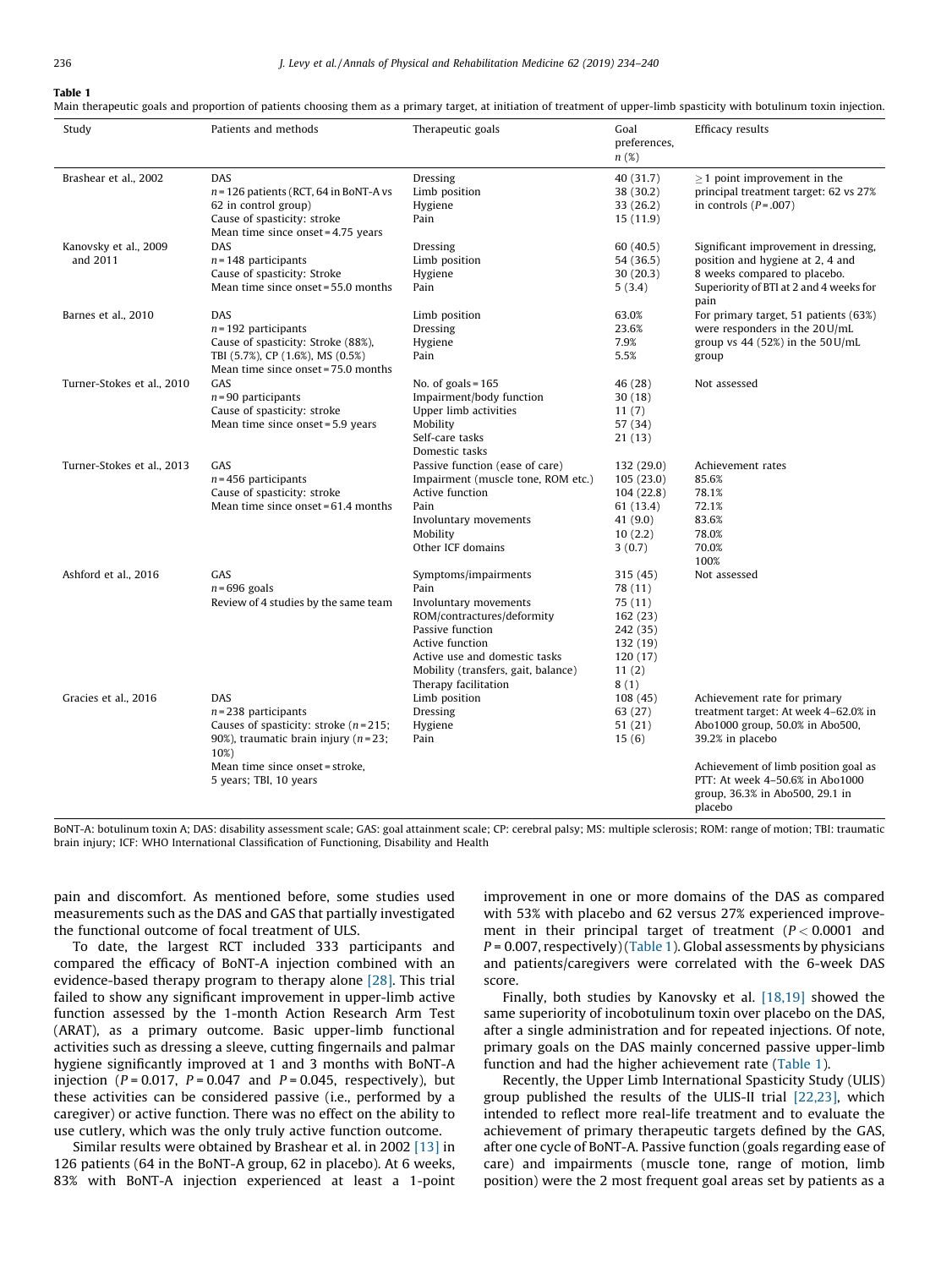**Table 1**

Main therapeutic goals and proportion of patients choosing them as a primary target, at initiation of treatment of upper-limb spasticity with botulinum toxin injection.

| Study | Patients and methods | Therapeutic goals | Goal preferences, *n* (%) | Efficacy results |
|---|---|---|---|---|
| Brashear et al., 2002 | DAS<br>*n* = 126 patients (RCT, 64 in BoNT-A vs 62 in control group)<br>Cause of spasticity: stroke<br>Mean time since onset = 4.75 years | Dressing<br>Limb position<br>Hygiene<br>Pain | 40 (31.7)<br>38 (30.2)<br>33 (26.2)<br>15 (11.9) | ≥ 1 point improvement in the principal treatment target: 62 vs 27% in controls (*P* = .007) |
| Kanovsky et al., 2009 and 2011 | DAS<br>*n* = 148 participants<br>Cause of spasticity: Stroke<br>Mean time since onset = 55.0 months | Dressing<br>Limb position<br>Hygiene<br>Pain | 60 (40.5)<br>54 (36.5)<br>30 (20.3)<br>5 (3.4) | Significant improvement in dressing, position and hygiene at 2, 4 and 8 weeks compared to placebo.<br>Superiority of BTI at 2 and 4 weeks for pain |
| Barnes et al., 2010 | DAS<br>*n* = 192 participants<br>Cause of spasticity: Stroke (88%), TBI (5.7%), CP (1.6%), MS (0.5%)<br>Mean time since onset = 75.0 months | Limb position<br>Dressing<br>Hygiene<br>Pain | 63.0%<br>23.6%<br>7.9%<br>5.5% | For primary target, 51 patients (63%) were responders in the 20 U/mL group vs 44 (52%) in the 50 U/mL group |
| Turner-Stokes et al., 2010 | GAS<br>*n* = 90 participants<br>Cause of spasticity: stroke<br>Mean time since onset = 5.9 years | No. of goals = 165<br>Impairment/body function<br>Upper limb activities<br>Mobility<br>Self-care tasks<br>Domestic tasks | 46 (28)<br>30 (18)<br>11 (7)<br>57 (34)<br>21 (13) | Not assessed |
| Turner-Stokes et al., 2013 | GAS<br>*n* = 456 participants<br>Cause of spasticity: stroke<br>Mean time since onset = 61.4 months | Passive function (ease of care)<br>Impairment (muscle tone, ROM etc.)<br>Active function<br>Pain<br>Involuntary movements<br>Mobility<br>Other ICF domains | 132 (29.0)<br>105 (23.0)<br>104 (22.8)<br>61 (13.4)<br>41 (9.0)<br>10 (2.2)<br>3 (0.7) | Achievement rates<br>85.6%<br>78.1%<br>72.1%<br>83.6%<br>78.0%<br>70.0%<br>100% |
| Ashford et al., 2016 | GAS<br>*n* = 696 goals<br>Review of 4 studies by the same team | Symptoms/impairments<br>Pain<br>Involuntary movements<br>ROM/contractures/deformity<br>Passive function<br>Active function<br>Active use and domestic tasks<br>Mobility (transfers, gait, balance)<br>Therapy facilitation | 315 (45)<br>78 (11)<br>75 (11)<br>162 (23)<br>242 (35)<br>132 (19)<br>120 (17)<br>11 (2)<br>8 (1) | Not assessed |
| Gracies et al., 2016 | DAS<br>*n* = 238 participants<br>Causes of spasticity: stroke (*n* = 215; 90%), traumatic brain injury (*n* = 23; 10%)<br>Mean time since onset = stroke, 5 years; TBI, 10 years | Limb position<br>Dressing<br>Hygiene<br>Pain | 108 (45)<br>63 (27)<br>51 (21)<br>15 (6) | Achievement rate for primary treatment target: At week 4–62.0% in Abo1000 group, 50.0% in Abo500, 39.2% in placebo<br><br>Achievement of limb position goal as PTT: At week 4–50.6% in Abo1000 group, 36.3% in Abo500, 29.1 in placebo |

BoNT-A: botulinum toxin A; DAS: disability assessment scale; GAS: goal attainment scale; CP: cerebral palsy; MS: multiple sclerosis; ROM: range of motion; TBI: traumatic brain injury; ICF: WHO International Classification of Functioning, Disability and Health

pain and discomfort. As mentioned before, some studies used measurements such as the DAS and GAS that partially investigated the functional outcome of focal treatment of ULS.

To date, the largest RCT included 333 participants and compared the efficacy of BoNT-A injection combined with an evidence-based therapy program to therapy alone [28]. This trial failed to show any significant improvement in upper-limb active function assessed by the 1-month Action Research Arm Test (ARAT), as a primary outcome. Basic upper-limb functional activities such as dressing a sleeve, cutting fingernails and palmar hygiene significantly improved at 1 and 3 months with BoNT-A injection ($P = 0.017$, $P = 0.047$ and $P = 0.045$, respectively), but these activities can be considered passive (i.e., performed by a caregiver) or active function. There was no effect on the ability to use cutlery, which was the only truly active function outcome.

Similar results were obtained by Brashear et al. in 2002 [13] in 126 patients (64 in the BoNT-A group, 62 in placebo). At 6 weeks, 83% with BoNT-A injection experienced at least a 1-point improvement in one or more domains of the DAS as compared with 53% with placebo and 62 versus 27% experienced improvement in their principal target of treatment ($P < 0.0001$ and $P = 0.007$, respectively) (Table 1). Global assessments by physicians and patients/caregivers were correlated with the 6-week DAS score.

Finally, both studies by Kanovsky et al. [18,19] showed the same superiority of incobotulinum toxin over placebo on the DAS, after a single administration and for repeated injections. Of note, primary goals on the DAS mainly concerned passive upper-limb function and had the higher achievement rate (Table 1).

Recently, the Upper Limb International Spasticity Study (ULIS) group published the results of the ULIS-II trial [22,23], which intended to reflect more real-life treatment and to evaluate the achievement of primary therapeutic targets defined by the GAS, after one cycle of BoNT-A. Passive function (goals regarding ease of care) and impairments (muscle tone, range of motion, limb position) were the 2 most frequent goal areas set by patients as a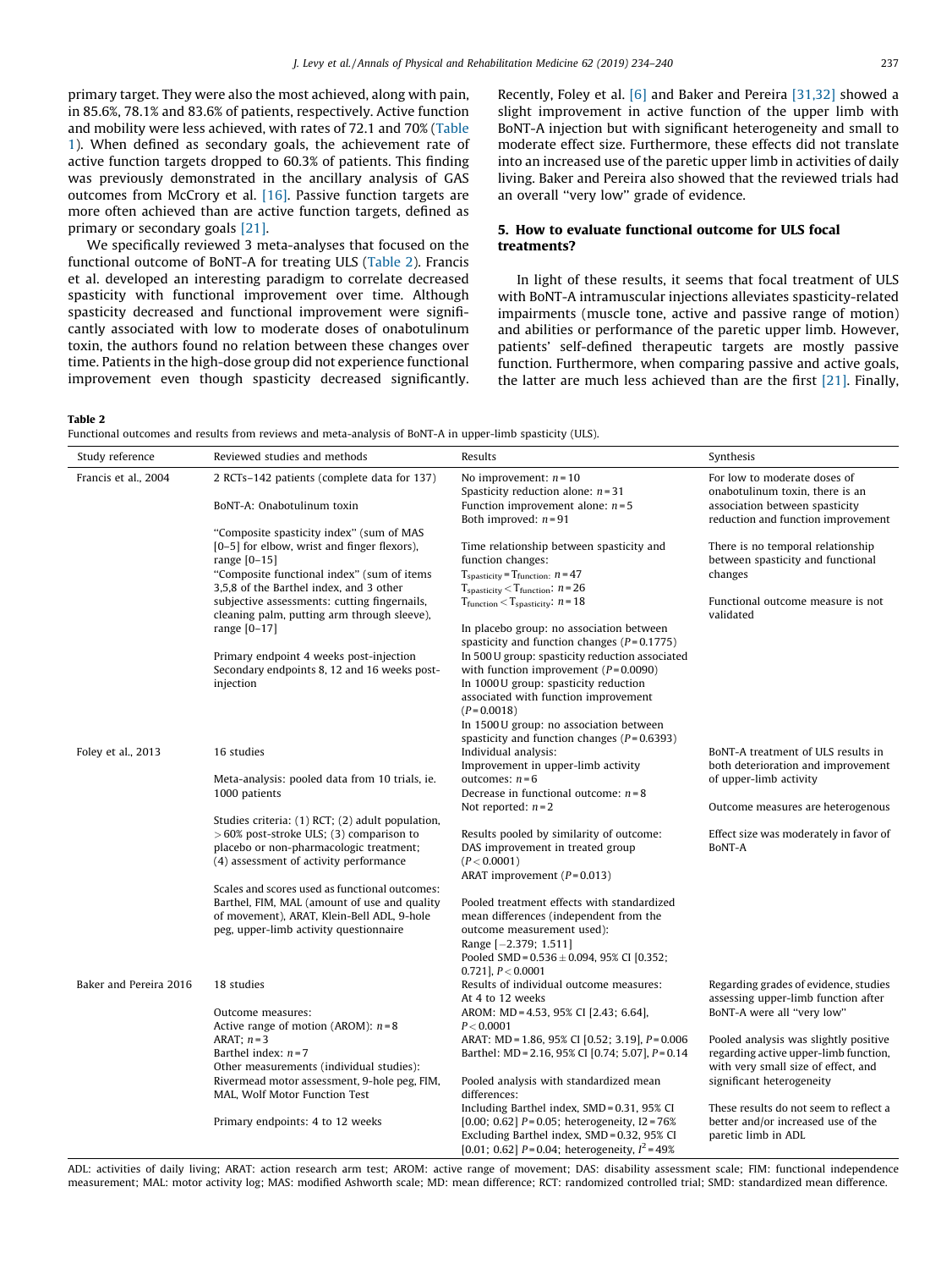primary target. They were also the most achieved, along with pain, in 85.6%, 78.1% and 83.6% of patients, respectively. Active function and mobility were less achieved, with rates of 72.1 and 70% (Table 1). When defined as secondary goals, the achievement rate of active function targets dropped to 60.3% of patients. This finding was previously demonstrated in the ancillary analysis of GAS outcomes from McCrory et al. [16]. Passive function targets are more often achieved than are active function targets, defined as primary or secondary goals [21].

We specifically reviewed 3 meta-analyses that focused on the functional outcome of BoNT-A for treating ULS (Table 2). Francis et al. developed an interesting paradigm to correlate decreased spasticity with functional improvement over time. Although spasticity decreased and functional improvement were significantly associated with low to moderate doses of onabotulinum toxin, the authors found no relation between these changes over time. Patients in the high-dose group did not experience functional improvement even though spasticity decreased significantly. Recently, Foley et al. [6] and Baker and Pereira [31,32] showed a slight improvement in active function of the upper limb with BoNT-A injection but with significant heterogeneity and small to moderate effect size. Furthermore, these effects did not translate into an increased use of the paretic upper limb in activities of daily living. Baker and Pereira also showed that the reviewed trials had an overall "very low" grade of evidence.

## 5. How to evaluate functional outcome for ULS focal treatments?

In light of these results, it seems that focal treatment of ULS with BoNT-A intramuscular injections alleviates spasticity-related impairments (muscle tone, active and passive range of motion) and abilities or performance of the paretic upper limb. However, patients' self-defined therapeutic targets are mostly passive function. Furthermore, when comparing passive and active goals, the latter are much less achieved than are the first [21]. Finally,

**Table 2**
Functional outcomes and results from reviews and meta-analysis of BoNT-A in upper-limb spasticity (ULS).

| Study reference | Reviewed studies and methods | Results | Synthesis |
|---|---|---|---|
| Francis et al., 2004 | 2 RCTs–142 patients (complete data for 137)<br><br>BoNT-A: Onabotulinum toxin<br><br>"Composite spasticity index" (sum of MAS [0–5] for elbow, wrist and finger flexors), range [0–15]<br>"Composite functional index" (sum of items 3,5,8 of the Barthel index, and 3 other subjective assessments: cutting fingernails, cleaning palm, putting arm through sleeve), range [0–17]<br><br>Primary endpoint 4 weeks post-injection<br>Secondary endpoints 8, 12 and 16 weeks post-injection | No improvement: $n = 10$<br>Spasticity reduction alone: $n = 31$<br>Function improvement alone: $n = 5$<br>Both improved: $n = 91$<br><br>Time relationship between spasticity and function changes:<br>$T_{spasticity} = T_{function}$: $n = 47$<br>$T_{spasticity} < T_{function}$: $n = 26$<br>$T_{function} < T_{spasticity}$: $n = 18$<br><br>In placebo group: no association between spasticity and function changes ($P = 0.1775$)<br>In 500 U group: spasticity reduction associated with function improvement ($P = 0.0090$)<br>In 1000 U group: spasticity reduction associated with function improvement ($P = 0.0018$)<br>In 1500 U group: no association between spasticity and function changes ($P = 0.6393$) | For low to moderate doses of onabotulinum toxin, there is an association between spasticity reduction and function improvement<br><br>There is no temporal relationship between spasticity and functional changes<br><br>Functional outcome measure is not validated |
| Foley et al., 2013 | 16 studies<br><br>Meta-analysis: pooled data from 10 trials, ie. 1000 patients<br><br>Studies criteria: (1) RCT; (2) adult population, > 60% post-stroke ULS; (3) comparison to placebo or non-pharmacologic treatment; (4) assessment of activity performance<br><br>Scales and scores used as functional outcomes: Barthel, FIM, MAL (amount of use and quality of movement), ARAT, Klein-Bell ADL, 9-hole peg, upper-limb activity questionnaire | Individual analysis:<br>Improvement in upper-limb activity outcomes: $n = 6$<br>Decrease in functional outcome: $n = 8$<br>Not reported: $n = 2$<br><br>Results pooled by similarity of outcome:<br>DAS improvement in treated group ($P < 0.0001$)<br>ARAT improvement ($P = 0.013$)<br><br>Pooled treatment effects with standardized mean differences (independent from the outcome measurement used):<br>Range [−2.379; 1.511]<br>Pooled SMD = 0.536 ± 0.094, 95% CI [0.352; 0.721], $P < 0.0001$ | BoNT-A treatment of ULS results in both deterioration and improvement of upper-limb activity<br><br>Outcome measures are heterogenous<br><br>Effect size was moderately in favor of BoNT-A |
| Baker and Pereira 2016 | 18 studies<br><br>Outcome measures:<br>Active range of motion (AROM): $n = 8$<br>ARAT; $n = 3$<br>Barthel index: $n = 7$<br>Other measurements (individual studies):<br>Rivermead motor assessment, 9-hole peg, FIM, MAL, Wolf Motor Function Test<br><br>Primary endpoints: 4 to 12 weeks | Results of individual outcome measures:<br>At 4 to 12 weeks<br>AROM: MD = 4.53, 95% CI [2.43; 6.64], $P < 0.0001$<br>ARAT: MD = 1.86, 95% CI [0.52; 3.19], $P = 0.006$<br>Barthel: MD = 2.16, 95% CI [0.74; 5.07], $P = 0.14$<br><br>Pooled analysis with standardized mean differences:<br>Including Barthel index, SMD = 0.31, 95% CI [0.00; 0.62] $P = 0.05$; heterogeneity, I2 = 76%<br>Excluding Barthel index, SMD = 0.32, 95% CI [0.01; 0.62] $P = 0.04$; heterogeneity, $I^2 = 49\%$ | Regarding grades of evidence, studies assessing upper-limb function after BoNT-A were all "very low"<br><br>Pooled analysis was slightly positive regarding active upper-limb function, with very small size of effect, and significant heterogeneity<br><br>These results do not seem to reflect a better and/or increased use of the paretic limb in ADL |

ADL: activities of daily living; ARAT: action research arm test; AROM: active range of movement; DAS: disability assessment scale; FIM: functional independence measurement; MAL: motor activity log; MAS: modified Ashworth scale; MD: mean difference; RCT: randomized controlled trial; SMD: standardized mean difference.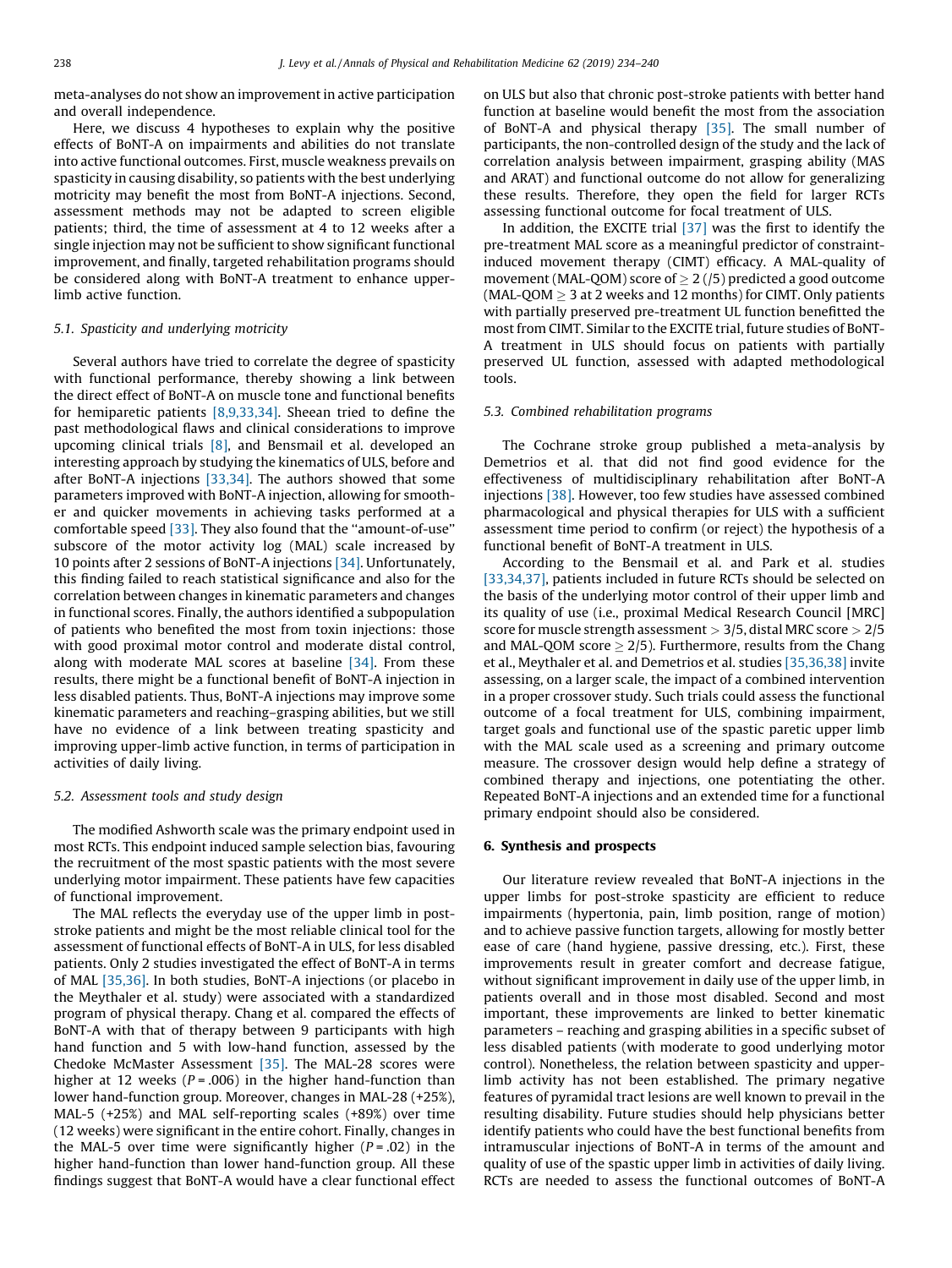meta-analyses do not show an improvement in active participation and overall independence.

Here, we discuss 4 hypotheses to explain why the positive effects of BoNT-A on impairments and abilities do not translate into active functional outcomes. First, muscle weakness prevails on spasticity in causing disability, so patients with the best underlying motricity may benefit the most from BoNT-A injections. Second, assessment methods may not be adapted to screen eligible patients; third, the time of assessment at 4 to 12 weeks after a single injection may not be sufficient to show significant functional improvement, and finally, targeted rehabilitation programs should be considered along with BoNT-A treatment to enhance upper-limb active function.

### 5.1. Spasticity and underlying motricity

Several authors have tried to correlate the degree of spasticity with functional performance, thereby showing a link between the direct effect of BoNT-A on muscle tone and functional benefits for hemiparetic patients [8,9,33,34]. Sheean tried to define the past methodological flaws and clinical considerations to improve upcoming clinical trials [8], and Bensmail et al. developed an interesting approach by studying the kinematics of ULS, before and after BoNT-A injections [33,34]. The authors showed that some parameters improved with BoNT-A injection, allowing for smoother and quicker movements in achieving tasks performed at a comfortable speed [33]. They also found that the "amount-of-use" subscore of the motor activity log (MAL) scale increased by 10 points after 2 sessions of BoNT-A injections [34]. Unfortunately, this finding failed to reach statistical significance and also for the correlation between changes in kinematic parameters and changes in functional scores. Finally, the authors identified a subpopulation of patients who benefited the most from toxin injections: those with good proximal motor control and moderate distal control, along with moderate MAL scores at baseline [34]. From these results, there might be a functional benefit of BoNT-A injection in less disabled patients. Thus, BoNT-A injections may improve some kinematic parameters and reaching–grasping abilities, but we still have no evidence of a link between treating spasticity and improving upper-limb active function, in terms of participation in activities of daily living.

### 5.2. Assessment tools and study design

The modified Ashworth scale was the primary endpoint used in most RCTs. This endpoint induced sample selection bias, favouring the recruitment of the most spastic patients with the most severe underlying motor impairment. These patients have few capacities of functional improvement.

The MAL reflects the everyday use of the upper limb in post-stroke patients and might be the most reliable clinical tool for the assessment of functional effects of BoNT-A in ULS, for less disabled patients. Only 2 studies investigated the effect of BoNT-A in terms of MAL [35,36]. In both studies, BoNT-A injections (or placebo in the Meythaler et al. study) were associated with a standardized program of physical therapy. Chang et al. compared the effects of BoNT-A with that of therapy between 9 participants with high hand function and 5 with low-hand function, assessed by the Chedoke McMaster Assessment [35]. The MAL-28 scores were higher at 12 weeks ($P = .006$) in the higher hand-function than lower hand-function group. Moreover, changes in MAL-28 (+25%), MAL-5 (+25%) and MAL self-reporting scales (+89%) over time (12 weeks) were significant in the entire cohort. Finally, changes in the MAL-5 over time were significantly higher ($P = .02$) in the higher hand-function than lower hand-function group. All these findings suggest that BoNT-A would have a clear functional effect on ULS but also that chronic post-stroke patients with better hand function at baseline would benefit the most from the association of BoNT-A and physical therapy [35]. The small number of participants, the non-controlled design of the study and the lack of correlation analysis between impairment, grasping ability (MAS and ARAT) and functional outcome do not allow for generalizing these results. Therefore, they open the field for larger RCTs assessing functional outcome for focal treatment of ULS.

In addition, the EXCITE trial [37] was the first to identify the pre-treatment MAL score as a meaningful predictor of constraint-induced movement therapy (CIMT) efficacy. A MAL-quality of movement (MAL-QOM) score of $\geq 2$ (/5) predicted a good outcome (MAL-QOM $\geq 3$ at 2 weeks and 12 months) for CIMT. Only patients with partially preserved pre-treatment UL function benefitted the most from CIMT. Similar to the EXCITE trial, future studies of BoNT-A treatment in ULS should focus on patients with partially preserved UL function, assessed with adapted methodological tools.

### 5.3. Combined rehabilitation programs

The Cochrane stroke group published a meta-analysis by Demetrios et al. that did not find good evidence for the effectiveness of multidisciplinary rehabilitation after BoNT-A injections [38]. However, too few studies have assessed combined pharmacological and physical therapies for ULS with a sufficient assessment time period to confirm (or reject) the hypothesis of a functional benefit of BoNT-A treatment in ULS.

According to the Bensmail et al. and Park et al. studies [33,34,37], patients included in future RCTs should be selected on the basis of the underlying motor control of their upper limb and its quality of use (i.e., proximal Medical Research Council [MRC] score for muscle strength assessment $> 3/5$, distal MRC score $> 2/5$ and MAL-QOM score $\geq 2/5$). Furthermore, results from the Chang et al., Meythaler et al. and Demetrios et al. studies [35,36,38] invite assessing, on a larger scale, the impact of a combined intervention in a proper crossover study. Such trials could assess the functional outcome of a focal treatment for ULS, combining impairment, target goals and functional use of the spastic paretic upper limb with the MAL scale used as a screening and primary outcome measure. The crossover design would help define a strategy of combined therapy and injections, one potentiating the other. Repeated BoNT-A injections and an extended time for a functional primary endpoint should also be considered.

## 6. Synthesis and prospects

Our literature review revealed that BoNT-A injections in the upper limbs for post-stroke spasticity are efficient to reduce impairments (hypertonia, pain, limb position, range of motion) and to achieve passive function targets, allowing for mostly better ease of care (hand hygiene, passive dressing, etc.). First, these improvements result in greater comfort and decrease fatigue, without significant improvement in daily use of the upper limb, in patients overall and in those most disabled. Second and most important, these improvements are linked to better kinematic parameters – reaching and grasping abilities in a specific subset of less disabled patients (with moderate to good underlying motor control). Nonetheless, the relation between spasticity and upper-limb activity has not been established. The primary negative features of pyramidal tract lesions are well known to prevail in the resulting disability. Future studies should help physicians better identify patients who could have the best functional benefits from intramuscular injections of BoNT-A in terms of the amount and quality of use of the spastic upper limb in activities of daily living. RCTs are needed to assess the functional outcomes of BoNT-A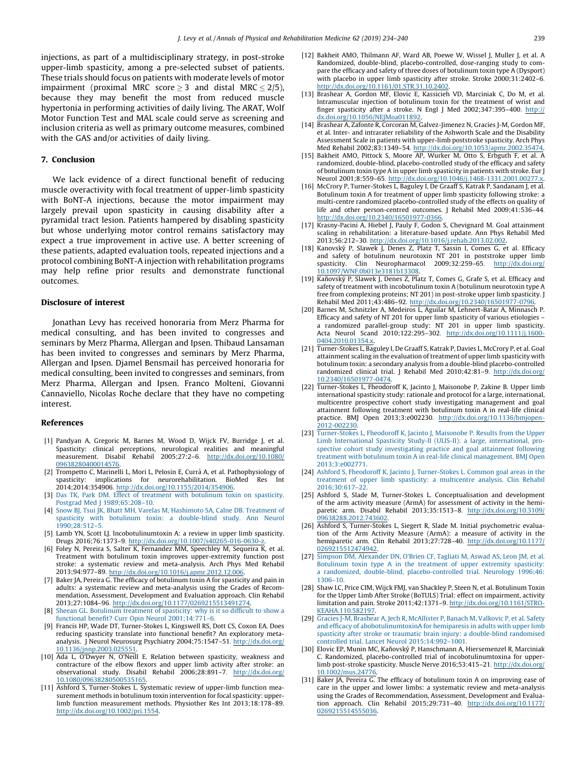injections, as part of a multidisciplinary strategy, in post-stroke upper-limb spasticity, among a pre-selected subset of patients. These trials should focus on patients with moderate levels of motor impairment (proximal MRC score $\geq 3$ and distal MRC $\leq 2/5$), because they may benefit the most from reduced muscle hypertonia in performing activities of daily living. The ARAT, Wolf Motor Function Test and MAL scale could serve as screening and inclusion criteria as well as primary outcome measures, combined with the GAS and/or activities of daily living.

## 7. Conclusion

We lack evidence of a direct functional benefit of reducing muscle overactivity with focal treatment of upper-limb spasticity with BoNT-A injections, because the motor impairment may largely prevail upon spasticity in causing disability after a pyramidal tract lesion. Patients hampered by disabling spasticity but whose underlying motor control remains satisfactory may expect a true improvement in active use. A better screening of these patients, adapted evaluation tools, repeated injections and a protocol combining BoNT-A injection with rehabilitation programs may help refine prior results and demonstrate functional outcomes.

## Disclosure of interest

Jonathan Levy has received honoraria from Merz Pharma for medical consulting, and has been invited to congresses and seminars by Merz Pharma, Allergan and Ipsen. Thibaud Lansaman has been invited to congresses and seminars by Merz Pharma, Allergan and Ipsen. Djamel Bensmail has perceived honoraria for medical consulting, been invited to congresses and seminars, from Merz Pharma, Allergan and Ipsen. Franco Molteni, Giovanni Cannaviello, Nicolas Roche declare that they have no competing interest.

## References

[1] Pandyan A, Gregoric M, Barnes M, Wood D, Wijck FV, Burridge J, et al. Spasticity: clinical perceptions, neurological realities and meaningful measurement. Disabil Rehabil 2005;27:2–6. http://dx.doi.org/10.1080/09638280400014576.

[2] Trompetto C, Marinelli L, Mori L, Pelosin E, Currà A, et al. Pathophysiology of spasticity: implications for neurorehabilitation. BioMed Res Int 2014;2014:354906. http://dx.doi.org/10.1155/2014/354906.

[3] Das TK, Park DM. Effect of treatment with botulinum toxin on spasticity. Postgrad Med J 1989;65:208–10.

[4] Snow BJ, Tsui JK, Bhatt MH, Varelas M, Hashimoto SA, Calne DB. Treatment of spasticity with botulinum toxin: a double-blind study. Ann Neurol 1990;28:512–5.

[5] Lamb YN, Scott LJ. Incobotulinumtoxin A: a review in upper limb spasticity. Drugs 2016;76:1373–9. http://dx.doi.org/10.1007/s40265-016-0630-z.

[6] Foley N, Pereira S, Salter K, Fernandez MM, Speechley M, Sequeira K, et al. Treatment with botulinum toxin improves upper-extremity function post stroke: a systematic review and meta-analysis. Arch Phys Med Rehabil 2013;94:977–89. http://dx.doi.org/10.1016/j.apmr.2012.12.006.

[7] Baker JA, Pereira G. The efficacy of botulinum toxin A for spasticity and pain in adults: a systematic review and meta-analysis using the Grades of Recommendation, Assessment, Development and Evaluation approach. Clin Rehabil 2013;27:1084–96. http://dx.doi.org/10.1177/0269215513491274.

[8] Sheean GL. Botulinum treatment of spasticity: why is it so difficult to show a functional benefit? Curr Opin Neurol 2001;14:771–6.

[9] Francis HP, Wade DT, Turner-Stokes L, Kingswell RS, Dott CS, Coxon EA. Does reducing spasticity translate into functional benefit? An exploratory meta-analysis. J Neurol Neurosurg Psychiatry 2004;75:1547–51. http://dx.doi.org/10.1136/jnnp.2003.025551.

[10] Ada L, O'Dwyer N, O'Neill E. Relation between spasticity, weakness and contracture of the elbow flexors and upper limb activity after stroke: an observational study. Disabil Rehabil 2006;28:891–7. http://dx.doi.org/10.1080/09638280500535165.

[11] Ashford S, Turner-Stokes L. Systematic review of upper-limb function measurement methods in botulinum toxin intervention for focal spasticity: upper-limb function measurement methods. Physiother Res Int 2013;18:178–89. http://dx.doi.org/10.1002/pri.1554.

[12] Bakheit AMO, Thilmann AF, Ward AB, Poewe W, Wissel J, Muller J, et al. A Randomized, double-blind, placebo-controlled, dose-ranging study to compare the efficacy and safety of three doses of botulinum toxin type A (Dysport) with placebo in upper limb spasticity after stroke. Stroke 2000;31:2402–6. http://dx.doi.org/10.1161/01.STR.31.10.2402.

[13] Brashear A, Gordon MF, Elovic E, Kassicieh VD, Marciniak C, Do M, et al. Intramuscular injection of botulinum toxin for the treatment of wrist and finger spasticity after a stroke. N Engl J Med 2002;347:395–400. http://dx.doi.org/10.1056/NEJMoa011892.

[14] Brashear A, Zafonte R, Corcoran M, Galvez-Jimenez N, Gracies J-M, Gordon MF, et al. Inter- and intrarater reliability of the Ashworth Scale and the Disability Assessment Scale in patients with upper-limb poststroke spasticity. Arch Phys Med Rehabil 2002;83:1349–54. http://dx.doi.org/10.1053/apmr.2002.35474.

[15] Bakheit AMO, Pittock S, Moore AP, Wurker M, Otto S, Erbguth F, et al. A randomized, double-blind, placebo-controlled study of the efficacy and safety of botulinum toxin type A in upper limb spasticity in patients with stroke. Eur J Neurol 2001;8:559–65. http://dx.doi.org/10.1046/j.1468-1331.2001.00277.x.

[16] McCrory P, Turner-Stokes L, Baguley I, De Graaff S, Katrak P, Sandanam J, et al. Botulinum toxin A for treatment of upper limb spasticity following stroke: a multi-centre randomized placebo-controlled study of the effects on quality of life and other person-centred outcomes. J Rehabil Med 2009;41:536–44. http://dx.doi.org/10.2340/16501977-0366.

[17] Krasny-Pacini A, Hiebel J, Pauly F, Godon S, Chevignard M. Goal attainment scaling in rehabilitation: a literature-based update. Ann Phys Rehabil Med 2013;56:212–30. http://dx.doi.org/10.1016/j.rehab.2013.02.002.

[18] Kanovský P, Slawek J, Denes Z, Platz T, Sassin I, Comes G, et al. Efficacy and safety of botulinum neurotoxin NT 201 in poststroke upper limb spasticity. Clin Neuropharmacol 2009;32:259–65. http://dx.doi.org/10.1097/WNF.0b013e3181b13308.

[19] Kaňovský P, Slawek J, Denes Z, Platz T, Comes G, Grafe S, et al. Efficacy and safety of treatment with incobotulinum toxin A (botulinum neurotoxin type A free from complexing proteins; NT 201) in post-stroke upper limb spasticity. J Rehabil Med 2011;43:486–92. http://dx.doi.org/10.2340/16501977-0796.

[20] Barnes M, Schnitzler A, Medeiros L, Aguilar M, Lehnert-Batar A, Minnasch P. Efficacy and safety of NT 201 for upper limb spasticity of various etiologies – a randomized parallel-group study: NT 201 in upper limb spasticity. Acta Neurol Scand 2010;122:295–302. http://dx.doi.org/10.1111/j.1600-0404.2010.01354.x.

[21] Turner-Stokes L, Baguley I, De Graaff S, Katrak P, Davies L, McCrory P, et al. Goal attainment scaling in the evaluation of treatment of upper limb spasticity with botulinum toxin: a secondary analysis from a double-blind placebo-controlled randomized clinical trial. J Rehabil Med 2010;42:81–9. http://dx.doi.org/10.2340/16501977-0474.

[22] Turner-Stokes L, Fheodoroff K, Jacinto J, Maisonobe P, Zakine B. Upper limb international spasticity study: rationale and protocol for a large, international, multicentre prospective cohort study investigating management and goal attainment following treatment with botulinum toxin A in real-life clinical practice. BMJ Open 2013;3:e002230. http://dx.doi.org/10.1136/bmjopen-2012-002230.

[23] Turner-Stokes L, Fheodoroff K, Jacinto J, Maisonobe P. Results from the Upper Limb International Spasticity Study-II (ULIS-II): a large, international, prospective cohort study investigating practice and goal attainment following treatment with botulinum toxin A in real-life clinical management. BMJ Open 2013;3:e002771.

[24] Ashford S, Fheodoroff K, Jacinto J, Turner-Stokes L. Common goal areas in the treatment of upper limb spasticity: a multicentre analysis. Clin Rehabil 2016;30:617–22.

[25] Ashford S, Slade M, Turner-Stokes L. Conceptualisation and development of the arm activity measure (ArmA) for assessment of activity in the hemiparetic arm. Disabil Rehabil 2013;35:1513–8. http://dx.doi.org/10.3109/09638288.2012.743602.

[26] Ashford S, Turner-Stokes L, Siegert R, Slade M. Initial psychometric evaluation of the Arm Activity Measure (ArmA): a measure of activity in the hemiparetic arm. Clin Rehabil 2013;27:728–40. http://dx.doi.org/10.1177/0269215512474942.

[27] Simpson DM, Alexander DN, O'Brien CF, Tagliati M, Aswad AS, Leon JM, et al. Botulinum toxin type A in the treatment of upper extremity spasticity: a randomized, double-blind, placebo-controlled trial. Neurology 1996;46:1306–10.

[28] Shaw LC, Price CIM, Wijck FMJ, van Shackley P, Steen N, et al. Botulinum Toxin for the Upper Limb After Stroke (BoTULS) Trial: effect on impairment, activity limitation and pain. Stroke 2011;42:1371–9. http://dx.doi.org/10.1161/STROKEAHA.110.582197.

[29] Gracies J-M, Brashear A, Jech R, McAllister P, Banach M, Valkovic P, et al. Safety and efficacy of abobotulinumtoxinA for hemiparesis in adults with upper limb spasticity after stroke or traumatic brain injury: a double-blind randomised controlled trial. Lancet Neurol 2015;14:992–1001.

[30] Elovic EP, Munin MC, Kaňovský P, Hanschmann A, Hiersemenzel R, Marciniak C. Randomized, placebo-controlled trial of incobotulinumtoxina for upper-limb post-stroke spasticity. Muscle Nerve 2016;53:415–21. http://dx.doi.org/10.1002/mus.24776.

[31] Baker JA, Pereira G. The efficacy of botulinum toxin A on improving ease of care in the upper and lower limbs: a systematic review and meta-analysis using the Grades of Recommendation, Assessment, Development and Evaluation approach. Clin Rehabil 2015;29:731–40. http://dx.doi.org/10.1177/0269215514555036.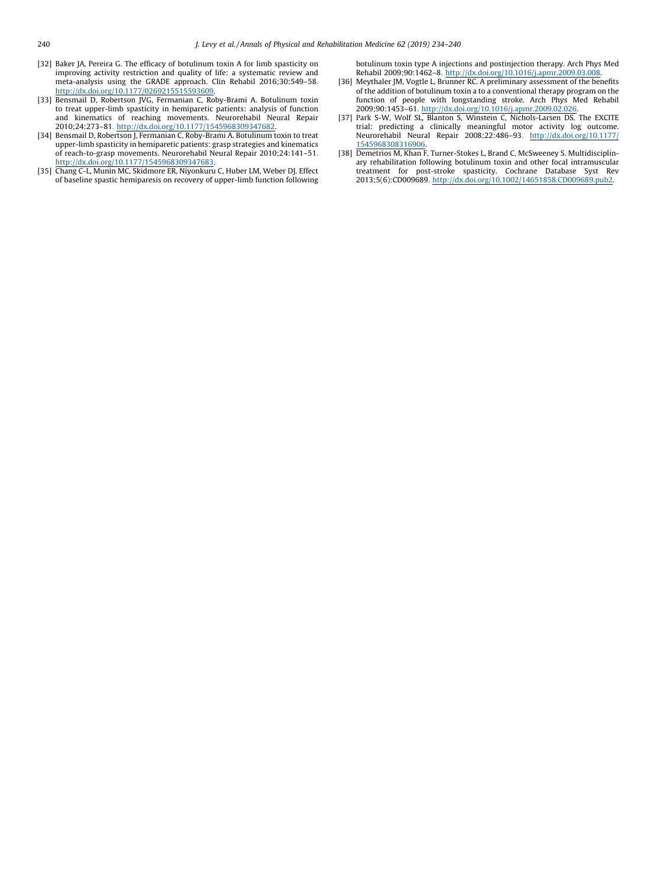[32] Baker JA, Pereira G. The efficacy of botulinum toxin A for limb spasticity on improving activity restriction and quality of life: a systematic review and meta-analysis using the GRADE approach. Clin Rehabil 2016;30:549–58. http://dx.doi.org/10.1177/0269215515593609.

[33] Bensmail D, Robertson JVG, Fermanian C, Roby-Brami A. Botulinum toxin to treat upper-limb spasticity in hemiparetic patients: analysis of function and kinematics of reaching movements. Neurorehabil Neural Repair 2010;24:273–81. http://dx.doi.org/10.1177/1545968309347682.

[34] Bensmail D, Robertson J, Fermanian C, Roby-Brami A. Botulinum toxin to treat upper-limb spasticity in hemiparetic patients: grasp strategies and kinematics of reach-to-grasp movements. Neurorehabil Neural Repair 2010;24:141–51. http://dx.doi.org/10.1177/1545968309347683.

[35] Chang C-L, Munin MC, Skidmore ER, Niyonkuru C, Huber LM, Weber DJ. Effect of baseline spastic hemiparesis on recovery of upper-limb function following botulinum toxin type A injections and postinjection therapy. Arch Phys Med Rehabil 2009;90:1462–8. http://dx.doi.org/10.1016/j.apmr.2009.03.008.

[36] Meythaler JM, Vogtle L, Brunner RC. A preliminary assessment of the benefits of the addition of botulinum toxin a to a conventional therapy program on the function of people with longstanding stroke. Arch Phys Med Rehabil 2009;90:1453–61. http://dx.doi.org/10.1016/j.apmr.2009.02.026.

[37] Park S-W, Wolf SL, Blanton S, Winstein C, Nichols-Larsen DS. The EXCITE trial: predicting a clinically meaningful motor activity log outcome. Neurorehabil Neural Repair 2008;22:486–93. http://dx.doi.org/10.1177/1545968308316906.

[38] Demetrios M, Khan F, Turner-Stokes L, Brand C, McSweeney S. Multidisciplinary rehabilitation following botulinum toxin and other focal intramuscular treatment for post-stroke spasticity. Cochrane Database Syst Rev 2013;5(6):CD009689. http://dx.doi.org/10.1002/14651858.CD009689.pub2.